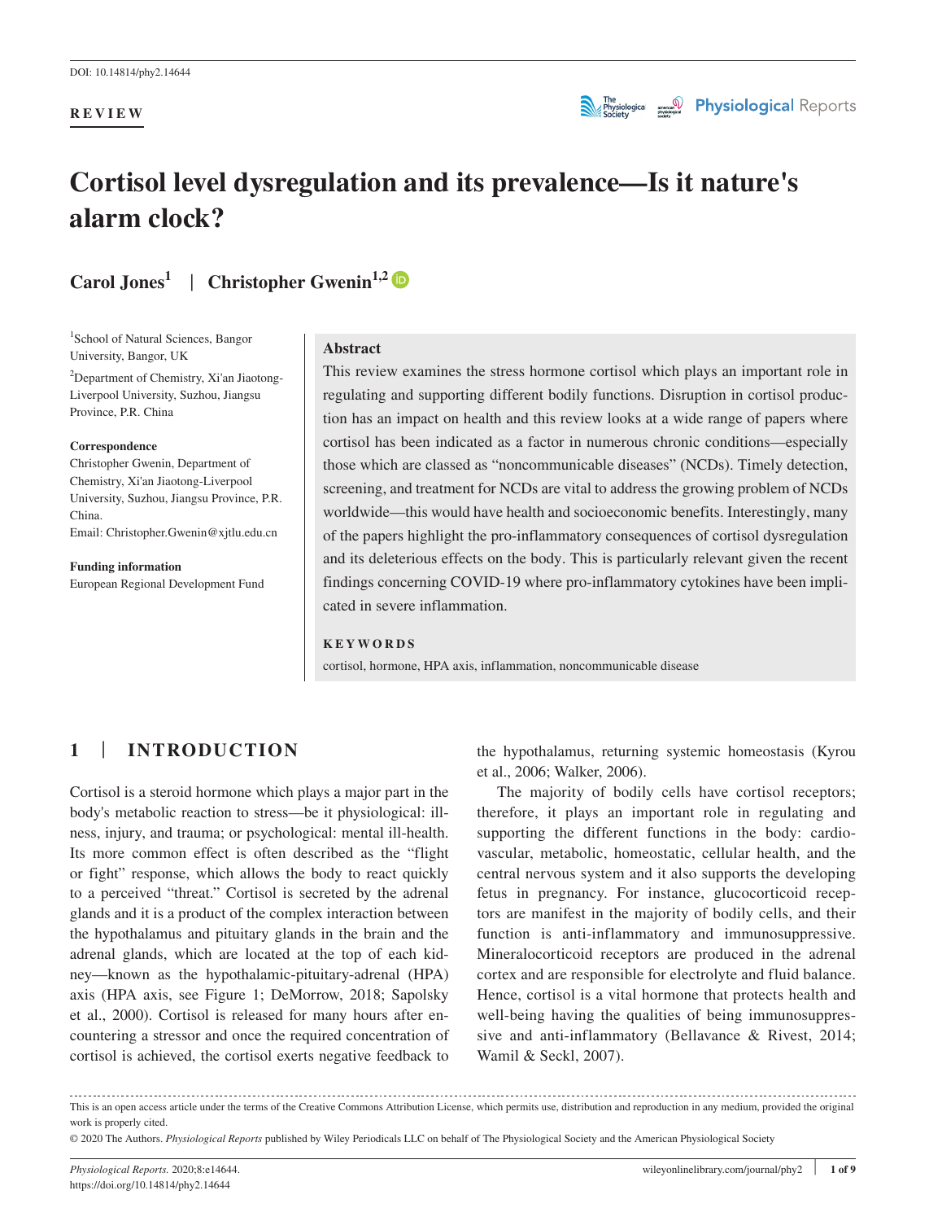DOI: 10.14814/phy2.14644

**REVIEW**

# Cortisol level dysregulation and its prevalence—Is it nature's alarm clock?

**Carol Jones**[1] | **Christopher Gwenin**[1,2]

[1]School of Natural Sciences, Bangor University, Bangor, UK

[2]Department of Chemistry, Xi'an Jiaotong-Liverpool University, Suzhou, Jiangsu Province, P.R. China

**Correspondence**
Christopher Gwenin, Department of Chemistry, Xi'an Jiaotong-Liverpool University, Suzhou, Jiangsu Province, P.R. China.
Email: Christopher.Gwenin@xjtlu.edu.cn

**Funding information**
European Regional Development Fund

## Abstract

This review examines the stress hormone cortisol which plays an important role in regulating and supporting different bodily functions. Disruption in cortisol production has an impact on health and this review looks at a wide range of papers where cortisol has been indicated as a factor in numerous chronic conditions—especially those which are classed as "noncommunicable diseases" (NCDs). Timely detection, screening, and treatment for NCDs are vital to address the growing problem of NCDs worldwide—this would have health and socioeconomic benefits. Interestingly, many of the papers highlight the pro-inflammatory consequences of cortisol dysregulation and its deleterious effects on the body. This is particularly relevant given the recent findings concerning COVID-19 where pro-inflammatory cytokines have been implicated in severe inflammation.

**KEYWORDS**

cortisol, hormone, HPA axis, inflammation, noncommunicable disease

## 1 | INTRODUCTION

Cortisol is a steroid hormone which plays a major part in the body's metabolic reaction to stress—be it physiological: illness, injury, and trauma; or psychological: mental ill-health. Its more common effect is often described as the "flight or fight" response, which allows the body to react quickly to a perceived "threat." Cortisol is secreted by the adrenal glands and it is a product of the complex interaction between the hypothalamus and pituitary glands in the brain and the adrenal glands, which are located at the top of each kidney—known as the hypothalamic-pituitary-adrenal (HPA) axis (HPA axis, see Figure 1; DeMorrow, 2018; Sapolsky et al., 2000). Cortisol is released for many hours after encountering a stressor and once the required concentration of cortisol is achieved, the cortisol exerts negative feedback to the hypothalamus, returning systemic homeostasis (Kyrou et al., 2006; Walker, 2006).

The majority of bodily cells have cortisol receptors; therefore, it plays an important role in regulating and supporting the different functions in the body: cardiovascular, metabolic, homeostatic, cellular health, and the central nervous system and it also supports the developing fetus in pregnancy. For instance, glucocorticoid receptors are manifest in the majority of bodily cells, and their function is anti-inflammatory and immunosuppressive. Mineralocorticoid receptors are produced in the adrenal cortex and are responsible for electrolyte and fluid balance. Hence, cortisol is a vital hormone that protects health and well-being having the qualities of being immunosuppressive and anti-inflammatory (Bellavance & Rivest, 2014; Wamil & Seckl, 2007).

This is an open access article under the terms of the Creative Commons Attribution License, which permits use, distribution and reproduction in any medium, provided the original work is properly cited.

© 2020 The Authors. *Physiological Reports* published by Wiley Periodicals LLC on behalf of The Physiological Society and the American Physiological Society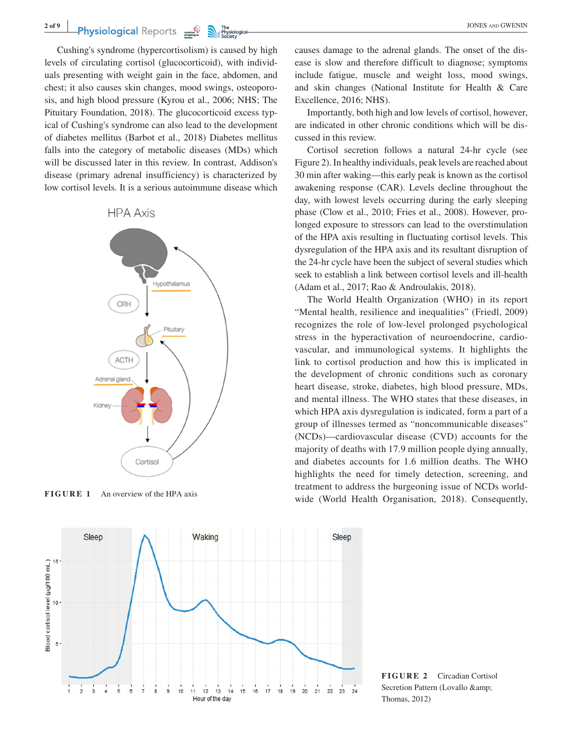Cushing's syndrome (hypercortisolism) is caused by high levels of circulating cortisol (glucocorticoid), with individuals presenting with weight gain in the face, abdomen, and chest; it also causes skin changes, mood swings, osteoporosis, and high blood pressure (Kyrou et al., 2006; NHS; The Pituitary Foundation, 2018). The glucocorticoid excess typical of Cushing's syndrome can also lead to the development of diabetes mellitus (Barbot et al., 2018) Diabetes mellitus falls into the category of metabolic diseases (MDs) which will be discussed later in this review. In contrast, Addison's disease (primary adrenal insufficiency) is characterized by low cortisol levels. It is a serious autoimmune disease which causes damage to the adrenal glands. The onset of the disease is slow and therefore difficult to diagnose; symptoms include fatigue, muscle and weight loss, mood swings, and skin changes (National Institute for Health & Care Excellence, 2016; NHS).

**FIGURE 1** An overview of the HPA axis

Importantly, both high and low levels of cortisol, however, are indicated in other chronic conditions which will be discussed in this review.

Cortisol secretion follows a natural 24-hr cycle (see Figure 2). In healthy individuals, peak levels are reached about 30 min after waking—this early peak is known as the cortisol awakening response (CAR). Levels decline throughout the day, with lowest levels occurring during the early sleeping phase (Clow et al., 2010; Fries et al., 2008). However, prolonged exposure to stressors can lead to the overstimulation of the HPA axis resulting in fluctuating cortisol levels. This dysregulation of the HPA axis and its resultant disruption of the 24-hr cycle have been the subject of several studies which seek to establish a link between cortisol levels and ill-health (Adam et al., 2017; Rao & Androulakis, 2018).

The World Health Organization (WHO) in its report "Mental health, resilience and inequalities" (Friedl, 2009) recognizes the role of low-level prolonged psychological stress in the hyperactivation of neuroendocrine, cardiovascular, and immunological systems. It highlights the link to cortisol production and how this is implicated in the development of chronic conditions such as coronary heart disease, stroke, diabetes, high blood pressure, MDs, and mental illness. The WHO states that these diseases, in which HPA axis dysregulation is indicated, form a part of a group of illnesses termed as "noncommunicable diseases" (NCDs)—cardiovascular disease (CVD) accounts for the majority of deaths with 17.9 million people dying annually, and diabetes accounts for 1.6 million deaths. The WHO highlights the need for timely detection, screening, and treatment to address the burgeoning issue of NCDs worldwide (World Health Organisation, 2018). Consequently,

**FIGURE 2** Circadian Cortisol Secretion Pattern (Lovallo &amp; Thomas, 2012)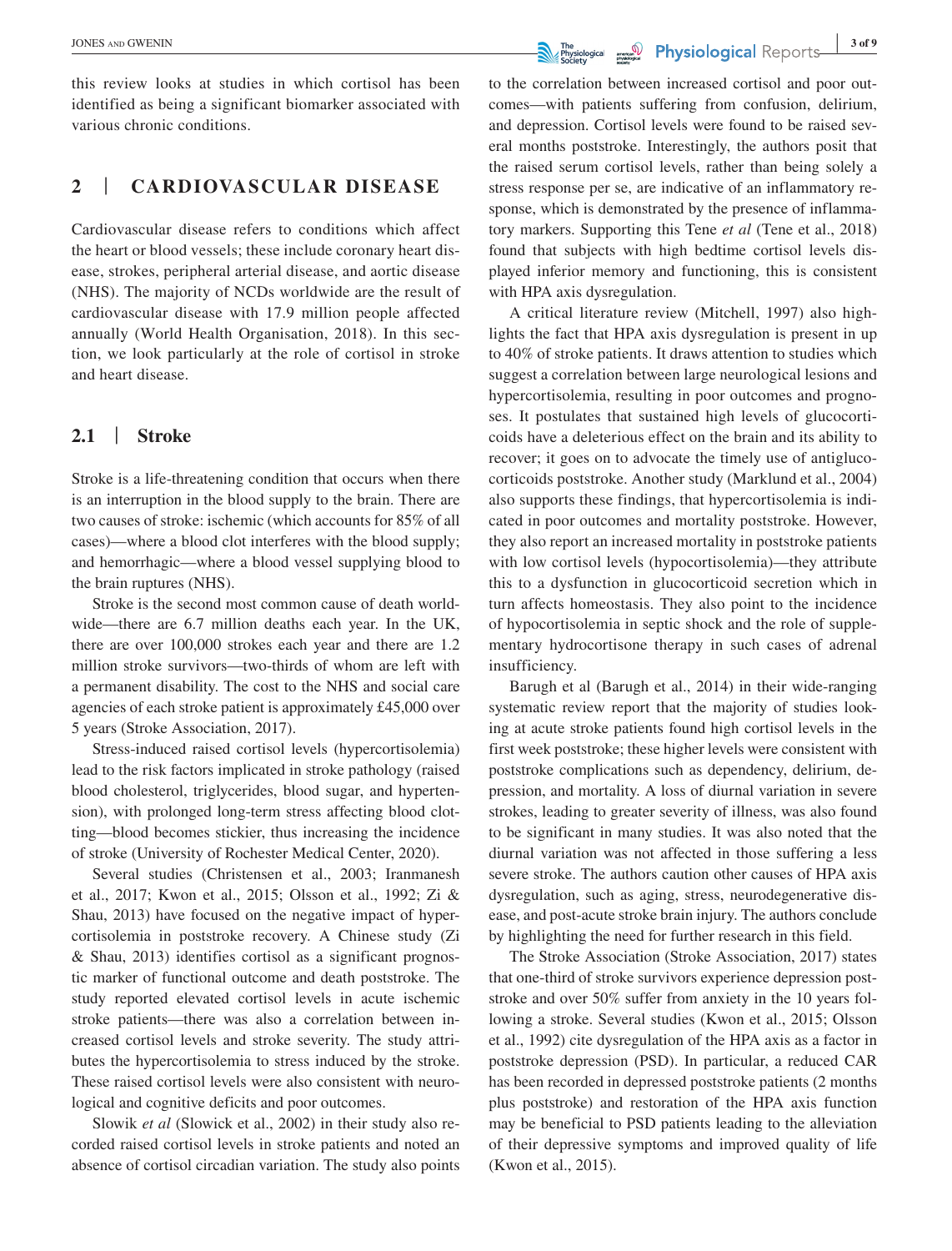this review looks at studies in which cortisol has been identified as being a significant biomarker associated with various chronic conditions.

## 2 | CARDIOVASCULAR DISEASE

Cardiovascular disease refers to conditions which affect the heart or blood vessels; these include coronary heart disease, strokes, peripheral arterial disease, and aortic disease (NHS). The majority of NCDs worldwide are the result of cardiovascular disease with 17.9 million people affected annually (World Health Organisation, 2018). In this section, we look particularly at the role of cortisol in stroke and heart disease.

### 2.1 | Stroke

Stroke is a life-threatening condition that occurs when there is an interruption in the blood supply to the brain. There are two causes of stroke: ischemic (which accounts for 85% of all cases)—where a blood clot interferes with the blood supply; and hemorrhagic—where a blood vessel supplying blood to the brain ruptures (NHS).

Stroke is the second most common cause of death worldwide—there are 6.7 million deaths each year. In the UK, there are over 100,000 strokes each year and there are 1.2 million stroke survivors—two-thirds of whom are left with a permanent disability. The cost to the NHS and social care agencies of each stroke patient is approximately £45,000 over 5 years (Stroke Association, 2017).

Stress-induced raised cortisol levels (hypercortisolemia) lead to the risk factors implicated in stroke pathology (raised blood cholesterol, triglycerides, blood sugar, and hypertension), with prolonged long-term stress affecting blood clotting—blood becomes stickier, thus increasing the incidence of stroke (University of Rochester Medical Center, 2020).

Several studies (Christensen et al., 2003; Iranmanesh et al., 2017; Kwon et al., 2015; Olsson et al., 1992; Zi & Shau, 2013) have focused on the negative impact of hypercortisolemia in poststroke recovery. A Chinese study (Zi & Shau, 2013) identifies cortisol as a significant prognostic marker of functional outcome and death poststroke. The study reported elevated cortisol levels in acute ischemic stroke patients—there was also a correlation between increased cortisol levels and stroke severity. The study attributes the hypercortisolemia to stress induced by the stroke. These raised cortisol levels were also consistent with neurological and cognitive deficits and poor outcomes.

Slowik *et al* (Slowick et al., 2002) in their study also recorded raised cortisol levels in stroke patients and noted an absence of cortisol circadian variation. The study also points to the correlation between increased cortisol and poor outcomes—with patients suffering from confusion, delirium, and depression. Cortisol levels were found to be raised several months poststroke. Interestingly, the authors posit that the raised serum cortisol levels, rather than being solely a stress response per se, are indicative of an inflammatory response, which is demonstrated by the presence of inflammatory markers. Supporting this Tene *et al* (Tene et al., 2018) found that subjects with high bedtime cortisol levels displayed inferior memory and functioning, this is consistent with HPA axis dysregulation.

A critical literature review (Mitchell, 1997) also highlights the fact that HPA axis dysregulation is present in up to 40% of stroke patients. It draws attention to studies which suggest a correlation between large neurological lesions and hypercortisolemia, resulting in poor outcomes and prognoses. It postulates that sustained high levels of glucocorticoids have a deleterious effect on the brain and its ability to recover; it goes on to advocate the timely use of antiglucocorticoids poststroke. Another study (Marklund et al., 2004) also supports these findings, that hypercortisolemia is indicated in poor outcomes and mortality poststroke. However, they also report an increased mortality in poststroke patients with low cortisol levels (hypocortisolemia)—they attribute this to a dysfunction in glucocorticoid secretion which in turn affects homeostasis. They also point to the incidence of hypocortisolemia in septic shock and the role of supplementary hydrocortisone therapy in such cases of adrenal insufficiency.

Barugh et al (Barugh et al., 2014) in their wide-ranging systematic review report that the majority of studies looking at acute stroke patients found high cortisol levels in the first week poststroke; these higher levels were consistent with poststroke complications such as dependency, delirium, depression, and mortality. A loss of diurnal variation in severe strokes, leading to greater severity of illness, was also found to be significant in many studies. It was also noted that the diurnal variation was not affected in those suffering a less severe stroke. The authors caution other causes of HPA axis dysregulation, such as aging, stress, neurodegenerative disease, and post-acute stroke brain injury. The authors conclude by highlighting the need for further research in this field.

The Stroke Association (Stroke Association, 2017) states that one-third of stroke survivors experience depression poststroke and over 50% suffer from anxiety in the 10 years following a stroke. Several studies (Kwon et al., 2015; Olsson et al., 1992) cite dysregulation of the HPA axis as a factor in poststroke depression (PSD). In particular, a reduced CAR has been recorded in depressed poststroke patients (2 months plus poststroke) and restoration of the HPA axis function may be beneficial to PSD patients leading to the alleviation of their depressive symptoms and improved quality of life (Kwon et al., 2015).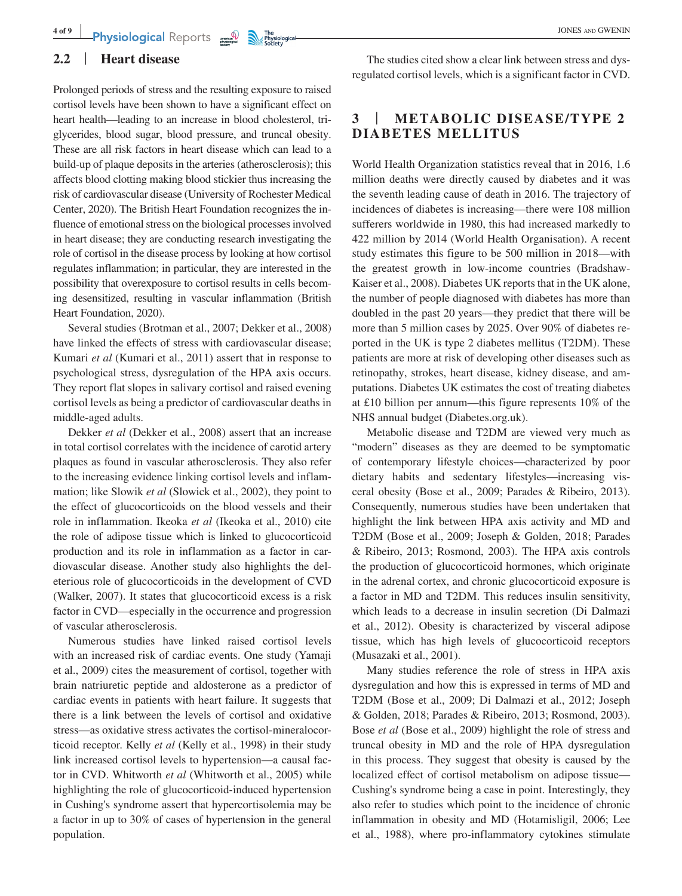## 2.2 | Heart disease

Prolonged periods of stress and the resulting exposure to raised cortisol levels have been shown to have a significant effect on heart health—leading to an increase in blood cholesterol, triglycerides, blood sugar, blood pressure, and truncal obesity. These are all risk factors in heart disease which can lead to a build-up of plaque deposits in the arteries (atherosclerosis); this affects blood clotting making blood stickier thus increasing the risk of cardiovascular disease (University of Rochester Medical Center, 2020). The British Heart Foundation recognizes the influence of emotional stress on the biological processes involved in heart disease; they are conducting research investigating the role of cortisol in the disease process by looking at how cortisol regulates inflammation; in particular, they are interested in the possibility that overexposure to cortisol results in cells becoming desensitized, resulting in vascular inflammation (British Heart Foundation, 2020).

Several studies (Brotman et al., 2007; Dekker et al., 2008) have linked the effects of stress with cardiovascular disease; Kumari *et al* (Kumari et al., 2011) assert that in response to psychological stress, dysregulation of the HPA axis occurs. They report flat slopes in salivary cortisol and raised evening cortisol levels as being a predictor of cardiovascular deaths in middle-aged adults.

Dekker *et al* (Dekker et al., 2008) assert that an increase in total cortisol correlates with the incidence of carotid artery plaques as found in vascular atherosclerosis. They also refer to the increasing evidence linking cortisol levels and inflammation; like Slowik *et al* (Slowick et al., 2002), they point to the effect of glucocorticoids on the blood vessels and their role in inflammation. Ikeoka *et al* (Ikeoka et al., 2010) cite the role of adipose tissue which is linked to glucocorticoid production and its role in inflammation as a factor in cardiovascular disease. Another study also highlights the deleterious role of glucocorticoids in the development of CVD (Walker, 2007). It states that glucocorticoid excess is a risk factor in CVD—especially in the occurrence and progression of vascular atherosclerosis.

Numerous studies have linked raised cortisol levels with an increased risk of cardiac events. One study (Yamaji et al., 2009) cites the measurement of cortisol, together with brain natriuretic peptide and aldosterone as a predictor of cardiac events in patients with heart failure. It suggests that there is a link between the levels of cortisol and oxidative stress—as oxidative stress activates the cortisol-mineralocorticoid receptor. Kelly *et al* (Kelly et al., 1998) in their study link increased cortisol levels to hypertension—a causal factor in CVD. Whitworth *et al* (Whitworth et al., 2005) while highlighting the role of glucocorticoid-induced hypertension in Cushing's syndrome assert that hypercortisolemia may be a factor in up to 30% of cases of hypertension in the general population.

The studies cited show a clear link between stress and dysregulated cortisol levels, which is a significant factor in CVD.

# 3 | METABOLIC DISEASE/TYPE 2 DIABETES MELLITUS

World Health Organization statistics reveal that in 2016, 1.6 million deaths were directly caused by diabetes and it was the seventh leading cause of death in 2016. The trajectory of incidences of diabetes is increasing—there were 108 million sufferers worldwide in 1980, this had increased markedly to 422 million by 2014 (World Health Organisation). A recent study estimates this figure to be 500 million in 2018—with the greatest growth in low-income countries (Bradshaw-Kaiser et al., 2008). Diabetes UK reports that in the UK alone, the number of people diagnosed with diabetes has more than doubled in the past 20 years—they predict that there will be more than 5 million cases by 2025. Over 90% of diabetes reported in the UK is type 2 diabetes mellitus (T2DM). These patients are more at risk of developing other diseases such as retinopathy, strokes, heart disease, kidney disease, and amputations. Diabetes UK estimates the cost of treating diabetes at £10 billion per annum—this figure represents 10% of the NHS annual budget (Diabetes.org.uk).

Metabolic disease and T2DM are viewed very much as "modern" diseases as they are deemed to be symptomatic of contemporary lifestyle choices—characterized by poor dietary habits and sedentary lifestyles—increasing visceral obesity (Bose et al., 2009; Parades & Ribeiro, 2013). Consequently, numerous studies have been undertaken that highlight the link between HPA axis activity and MD and T2DM (Bose et al., 2009; Joseph & Golden, 2018; Parades & Ribeiro, 2013; Rosmond, 2003). The HPA axis controls the production of glucocorticoid hormones, which originate in the adrenal cortex, and chronic glucocorticoid exposure is a factor in MD and T2DM. This reduces insulin sensitivity, which leads to a decrease in insulin secretion (Di Dalmazi et al., 2012). Obesity is characterized by visceral adipose tissue, which has high levels of glucocorticoid receptors (Musazaki et al., 2001).

Many studies reference the role of stress in HPA axis dysregulation and how this is expressed in terms of MD and T2DM (Bose et al., 2009; Di Dalmazi et al., 2012; Joseph & Golden, 2018; Parades & Ribeiro, 2013; Rosmond, 2003). Bose *et al* (Bose et al., 2009) highlight the role of stress and truncal obesity in MD and the role of HPA dysregulation in this process. They suggest that obesity is caused by the localized effect of cortisol metabolism on adipose tissue—Cushing's syndrome being a case in point. Interestingly, they also refer to studies which point to the incidence of chronic inflammation in obesity and MD (Hotamisligil, 2006; Lee et al., 1988), where pro-inflammatory cytokines stimulate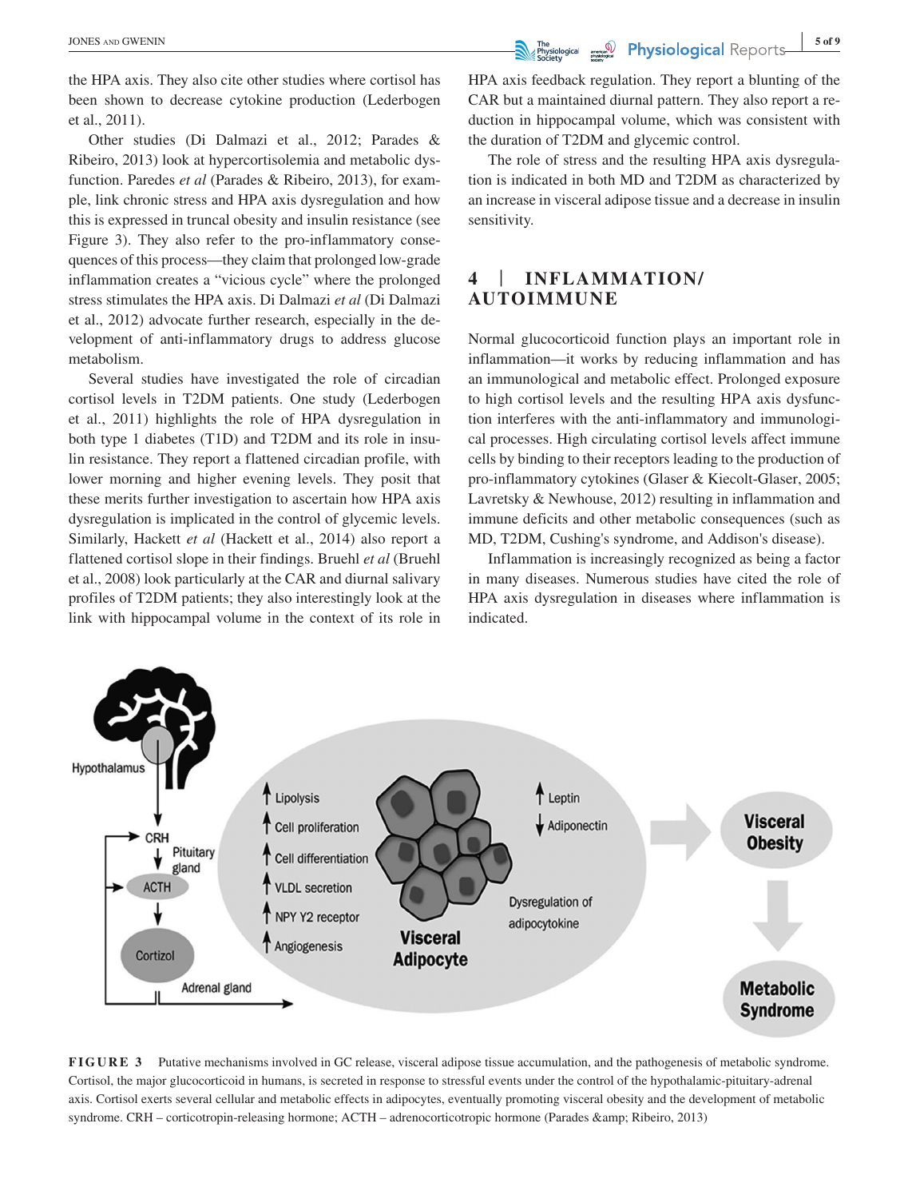the HPA axis. They also cite other studies where cortisol has been shown to decrease cytokine production (Lederbogen et al., 2011).

Other studies (Di Dalmazi et al., 2012; Parades & Ribeiro, 2013) look at hypercortisolemia and metabolic dysfunction. Paredes *et al* (Parades & Ribeiro, 2013), for example, link chronic stress and HPA axis dysregulation and how this is expressed in truncal obesity and insulin resistance (see Figure 3). They also refer to the pro-inflammatory consequences of this process—they claim that prolonged low-grade inflammation creates a "vicious cycle" where the prolonged stress stimulates the HPA axis. Di Dalmazi *et al* (Di Dalmazi et al., 2012) advocate further research, especially in the development of anti-inflammatory drugs to address glucose metabolism.

Several studies have investigated the role of circadian cortisol levels in T2DM patients. One study (Lederbogen et al., 2011) highlights the role of HPA dysregulation in both type 1 diabetes (T1D) and T2DM and its role in insulin resistance. They report a flattened circadian profile, with lower morning and higher evening levels. They posit that these merits further investigation to ascertain how HPA axis dysregulation is implicated in the control of glycemic levels. Similarly, Hackett *et al* (Hackett et al., 2014) also report a flattened cortisol slope in their findings. Bruehl *et al* (Bruehl et al., 2008) look particularly at the CAR and diurnal salivary profiles of T2DM patients; they also interestingly look at the link with hippocampal volume in the context of its role in HPA axis feedback regulation. They report a blunting of the CAR but a maintained diurnal pattern. They also report a reduction in hippocampal volume, which was consistent with the duration of T2DM and glycemic control.

The role of stress and the resulting HPA axis dysregulation is indicated in both MD and T2DM as characterized by an increase in visceral adipose tissue and a decrease in insulin sensitivity.

## 4 | INFLAMMATION/AUTOIMMUNE

Normal glucocorticoid function plays an important role in inflammation—it works by reducing inflammation and has an immunological and metabolic effect. Prolonged exposure to high cortisol levels and the resulting HPA axis dysfunction interferes with the anti-inflammatory and immunological processes. High circulating cortisol levels affect immune cells by binding to their receptors leading to the production of pro-inflammatory cytokines (Glaser & Kiecolt-Glaser, 2005; Lavretsky & Newhouse, 2012) resulting in inflammation and immune deficits and other metabolic consequences (such as MD, T2DM, Cushing's syndrome, and Addison's disease).

Inflammation is increasingly recognized as being a factor in many diseases. Numerous studies have cited the role of HPA axis dysregulation in diseases where inflammation is indicated.

**FIGURE 3** Putative mechanisms involved in GC release, visceral adipose tissue accumulation, and the pathogenesis of metabolic syndrome. Cortisol, the major glucocorticoid in humans, is secreted in response to stressful events under the control of the hypothalamic-pituitary-adrenal axis. Cortisol exerts several cellular and metabolic effects in adipocytes, eventually promoting visceral obesity and the development of metabolic syndrome. CRH – corticotropin-releasing hormone; ACTH – adrenocorticotropic hormone (Parades &amp; Ribeiro, 2013)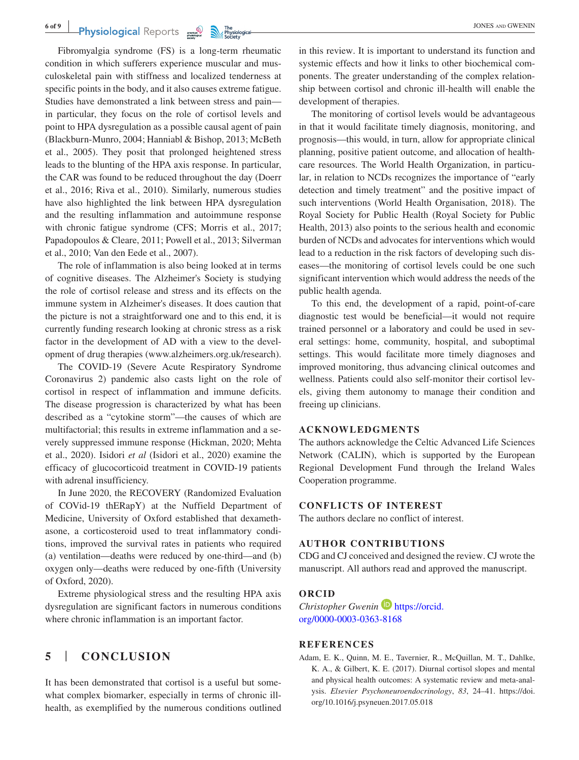Fibromyalgia syndrome (FS) is a long-term rheumatic condition in which sufferers experience muscular and musculoskeletal pain with stiffness and localized tenderness at specific points in the body, and it also causes extreme fatigue. Studies have demonstrated a link between stress and pain—in particular, they focus on the role of cortisol levels and point to HPA dysregulation as a possible causal agent of pain (Blackburn-Munro, 2004; Hanniabl & Bishop, 2013; McBeth et al., 2005). They posit that prolonged heightened stress leads to the blunting of the HPA axis response. In particular, the CAR was found to be reduced throughout the day (Doerr et al., 2016; Riva et al., 2010). Similarly, numerous studies have also highlighted the link between HPA dysregulation and the resulting inflammation and autoimmune response with chronic fatigue syndrome (CFS; Morris et al., 2017; Papadopoulos & Cleare, 2011; Powell et al., 2013; Silverman et al., 2010; Van den Eede et al., 2007).

The role of inflammation is also being looked at in terms of cognitive diseases. The Alzheimer's Society is studying the role of cortisol release and stress and its effects on the immune system in Alzheimer's diseases. It does caution that the picture is not a straightforward one and to this end, it is currently funding research looking at chronic stress as a risk factor in the development of AD with a view to the development of drug therapies (www.alzheimers.org.uk/research).

The COVID-19 (Severe Acute Respiratory Syndrome Coronavirus 2) pandemic also casts light on the role of cortisol in respect of inflammation and immune deficits. The disease progression is characterized by what has been described as a "cytokine storm"—the causes of which are multifactorial; this results in extreme inflammation and a severely suppressed immune response (Hickman, 2020; Mehta et al., 2020). Isidori *et al* (Isidori et al., 2020) examine the efficacy of glucocorticoid treatment in COVID-19 patients with adrenal insufficiency.

In June 2020, the RECOVERY (Randomized Evaluation of COVid-19 thERapY) at the Nuffield Department of Medicine, University of Oxford established that dexamethasone, a corticosteroid used to treat inflammatory conditions, improved the survival rates in patients who required (a) ventilation—deaths were reduced by one-third—and (b) oxygen only—deaths were reduced by one-fifth (University of Oxford, 2020).

Extreme physiological stress and the resulting HPA axis dysregulation are significant factors in numerous conditions where chronic inflammation is an important factor.

## 5 | CONCLUSION

It has been demonstrated that cortisol is a useful but somewhat complex biomarker, especially in terms of chronic ill-health, as exemplified by the numerous conditions outlined in this review. It is important to understand its function and systemic effects and how it links to other biochemical components. The greater understanding of the complex relationship between cortisol and chronic ill-health will enable the development of therapies.

The monitoring of cortisol levels would be advantageous in that it would facilitate timely diagnosis, monitoring, and prognosis—this would, in turn, allow for appropriate clinical planning, positive patient outcome, and allocation of healthcare resources. The World Health Organization, in particular, in relation to NCDs recognizes the importance of "early detection and timely treatment" and the positive impact of such interventions (World Health Organisation, 2018). The Royal Society for Public Health (Royal Society for Public Health, 2013) also points to the serious health and economic burden of NCDs and advocates for interventions which would lead to a reduction in the risk factors of developing such diseases—the monitoring of cortisol levels could be one such significant intervention which would address the needs of the public health agenda.

To this end, the development of a rapid, point-of-care diagnostic test would be beneficial—it would not require trained personnel or a laboratory and could be used in several settings: home, community, hospital, and suboptimal settings. This would facilitate more timely diagnoses and improved monitoring, thus advancing clinical outcomes and wellness. Patients could also self-monitor their cortisol levels, giving them autonomy to manage their condition and freeing up clinicians.

## ACKNOWLEDGMENTS

The authors acknowledge the Celtic Advanced Life Sciences Network (CALIN), which is supported by the European Regional Development Fund through the Ireland Wales Cooperation programme.

## CONFLICTS OF INTEREST

The authors declare no conflict of interest.

## AUTHOR CONTRIBUTIONS

CDG and CJ conceived and designed the review. CJ wrote the manuscript. All authors read and approved the manuscript.

## ORCID

*Christopher Gwenin* https://orcid.org/0000-0003-0363-8168

## REFERENCES

Adam, E. K., Quinn, M. E., Tavernier, R., McQuillan, M. T., Dahlke, K. A., & Gilbert, K. E. (2017). Diurnal cortisol slopes and mental and physical health outcomes: A systematic review and meta-analysis. *Elsevier Psychoneuroendocrinology*, *83*, 24–41. https://doi.org/10.1016/j.psyneuen.2017.05.018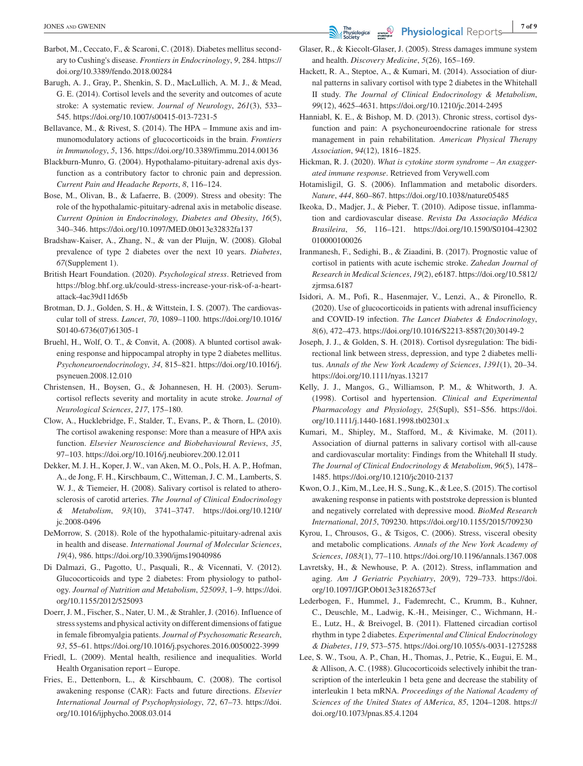Barbot, M., Ceccato, F., & Scaroni, C. (2018). Diabetes mellitus secondary to Cushing's disease. *Frontiers in Endocrinology*, *9*, 284. https://doi.org/10.3389/fendo.2018.00284

Barugh, A. J., Gray, P., Shenkin, S. D., MacLullich, A. M. J., & Mead, G. E. (2014). Cortisol levels and the severity and outcomes of acute stroke: A systematic review. *Journal of Neurology*, *261*(3), 533–545. https://doi.org/10.1007/s00415-013-7231-5

Bellavance, M., & Rivest, S. (2014). The HPA – Immune axis and immunomodulatory actions of glucocorticoids in the brain. *Frontiers in Immunology*, *5*, 136. https://doi.org/10.3389/fimmu.2014.00136

Blackburn-Munro, G. (2004). Hypothalamo-pituitary-adrenal axis dysfunction as a contributory factor to chronic pain and depression. *Current Pain and Headache Reports*, *8*, 116–124.

Bose, M., Olivan, B., & Lafaerre, B. (2009). Stress and obesity: The role of the hypothalamic-pituitary-adrenal axis in metabolic disease. *Current Opinion in Endocrinology, Diabetes and Obesity*, *16*(5), 340–346. https://doi.org/10.1097/MED.0b013e32832fa137

Bradshaw-Kaiser, A., Zhang, N., & van der Pluijn, W. (2008). Global prevalence of type 2 diabetes over the next 10 years. *Diabetes*, *67*(Supplement 1).

British Heart Foundation. (2020). *Psychological stress*. Retrieved from https://blog.bhf.org.uk/could-stress-increase-your-risk-of-a-heart-attack-4ac39d11d65b

Brotman, D. J., Golden, S. H., & Wittstein, I. S. (2007). The cardiovascular toll of stress. *Lancet*, *70*, 1089–1100. https://doi.org/10.1016/S0140-6736(07)61305-1

Bruehl, H., Wolf, O. T., & Convit, A. (2008). A blunted cortisol awakening response and hippocampal atrophy in type 2 diabetes mellitus. *Psychoneuroendocrinology*, *34*, 815–821. https://doi.org/10.1016/j.psyneuen.2008.12.010

Christensen, H., Boysen, G., & Johannesen, H. H. (2003). Serum-cortisol reflects severity and mortality in acute stroke. *Journal of Neurological Sciences*, *217*, 175–180.

Clow, A., Hucklebridge, F., Stalder, T., Evans, P., & Thorn, L. (2010). The cortisol awakening response: More than a measure of HPA axis function. *Elsevier Neuroscience and Biobehavioural Reviews*, *35*, 97–103. https://doi.org/10.1016/j.neubiorev.200.12.011

Dekker, M. J. H., Koper, J. W., van Aken, M. O., Pols, H. A. P., Hofman, A., de Jong, F. H., Kirschbaum, C., Witteman, J. C. M., Lamberts, S. W. J., & Tiemeier, H. (2008). Salivary cortisol is related to atherosclerosis of carotid arteries. *The Journal of Clinical Endocrinology & Metabolism*, *93*(10), 3741–3747. https://doi.org/10.1210/jc.2008-0496

DeMorrow, S. (2018). Role of the hypothalamic-pituitary-adrenal axis in health and disease. *International Journal of Molecular Sciences*, *19*(4), 986. https://doi.org/10.3390/ijms19040986

Di Dalmazi, G., Pagotto, U., Pasquali, R., & Vicennati, V. (2012). Glucocorticoids and type 2 diabetes: From physiology to pathology. *Journal of Nutrition and Metabolism*, *525093*, 1–9. https://doi.org/10.1155/2012/525093

Doerr, J. M., Fischer, S., Nater, U. M., & Strahler, J. (2016). Influence of stress systems and physical activity on different dimensions of fatigue in female fibromyalgia patients. *Journal of Psychosomatic Research*, *93*, 55–61. https://doi.org/10.1016/j.psychores.2016.0050022-3999

Friedl, L. (2009). Mental health, resilience and inequalities. World Health Organisation report – Europe.

Fries, E., Dettenborn, L., & Kirschbaum, C. (2008). The cortisol awakening response (CAR): Facts and future directions. *Elsevier International Journal of Psychophysiology*, *72*, 67–73. https://doi.org/10.1016/ijphycho.2008.03.014

Glaser, R., & Kiecolt-Glaser, J. (2005). Stress damages immune system and health. *Discovery Medicine*, *5*(26), 165–169.

Hackett, R. A., Steptoe, A., & Kumari, M. (2014). Association of diurnal patterns in salivary cortisol with type 2 diabetes in the Whitehall II study. *The Journal of Clinical Endocrinology & Metabolism*, *99*(12), 4625–4631. https://doi.org/10.1210/jc.2014-2495

Hanniabl, K. E., & Bishop, M. D. (2013). Chronic stress, cortisol dysfunction and pain: A psychoneuroendocrine rationale for stress management in pain rehabilitation. *American Physical Therapy Association*, *94*(12), 1816–1825.

Hickman, R. J. (2020). *What is cytokine storm syndrome – An exaggerated immune response*. Retrieved from Verywell.com

Hotamisligil, G. S. (2006). Inflammation and metabolic disorders. *Nature*, *444*, 860–867. https://doi.org/10.1038/nature05485

Ikeoka, D., Madjer, J., & Pieber, T. (2010). Adipose tissue, inflammation and cardiovascular disease. *Revista Da Associação Médica Brasileira*, *56*, 116–121. https://doi.org/10.1590/S0104-42302010000100026

Iranmanesh, F., Sedighi, B., & Ziaadini, B. (2017). Prognostic value of cortisol in patients with acute ischemic stroke. *Zahedan Journal of Research in Medical Sciences*, *19*(2), e6187. https://doi.org/10.5812/zjrmsa.6187

Isidori, A. M., Pofi, R., Hasenmajer, V., Lenzi, A., & Pironello, R. (2020). Use of glucocorticoids in patients with adrenal insufficiency and COVID-19 infection. *The Lancet Diabetes & Endocrinology*, *8*(6), 472–473. https://doi.org/10.1016/S2213-8587(20)30149-2

Joseph, J. J., & Golden, S. H. (2018). Cortisol dysregulation: The bidirectional link between stress, depression, and type 2 diabetes mellitus. *Annals of the New York Academy of Sciences*, *1391*(1), 20–34. https://doi.org/10.1111/nyas.13217

Kelly, J. J., Mangos, G., Williamson, P. M., & Whitworth, J. A. (1998). Cortisol and hypertension. *Clinical and Experimental Pharmacology and Physiology*, *25*(Supl), S51–S56. https://doi.org/10.1111/j.1440-1681.1998.tb02301.x

Kumari, M., Shipley, M., Stafford, M., & Kivimake, M. (2011). Association of diurnal patterns in salivary cortisol with all-cause and cardiovascular mortality: Findings from the Whitehall II study. *The Journal of Clinical Endocrinology & Metabolism*, *96*(5), 1478–1485. https://doi.org/10.1210/jc2010-2137

Kwon, O. J., Kim, M., Lee, H. S., Sung, K., & Lee, S. (2015). The cortisol awakening response in patients with poststroke depression is blunted and negatively correlated with depressive mood. *BioMed Research International*, *2015*, 709230. https://doi.org/10.1155/2015/709230

Kyrou, I., Chrousos, G., & Tsigos, C. (2006). Stress, visceral obesity and metabolic complications. *Annals of the New York Academy of Sciences*, *1083*(1), 77–110. https://doi.org/10.1196/annals.1367.008

Lavretsky, H., & Newhouse, P. A. (2012). Stress, inflammation and aging. *Am J Geriatric Psychiatry*, *20*(9), 729–733. https://doi.org/10.1097/JGP.Ob013e31826573cf

Lederbogen, F., Hummel, J., Fademrecht, C., Krumm, B., Kuhner, C., Deuschle, M., Ladwig, K.-H., Meisinger, C., Wichmann, H.-E., Lutz, H., & Breivogel, B. (2011). Flattened circadian cortisol rhythm in type 2 diabetes. *Experimental and Clinical Endocrinology & Diabetes*, *119*, 573–575. https://doi.org/10.1055/s-0031-1275288

Lee, S. W., Tsou, A. P., Chan, H., Thomas, J., Petrie, K., Eugui, E. M., & Allison, A. C. (1988). Glucocorticoids selectively inhibit the transcription of the interleukin 1 beta gene and decrease the stability of interleukin 1 beta mRNA. *Proceedings of the National Academy of Sciences of the United States of AMerica*, *85*, 1204–1208. https://doi.org/10.1073/pnas.85.4.1204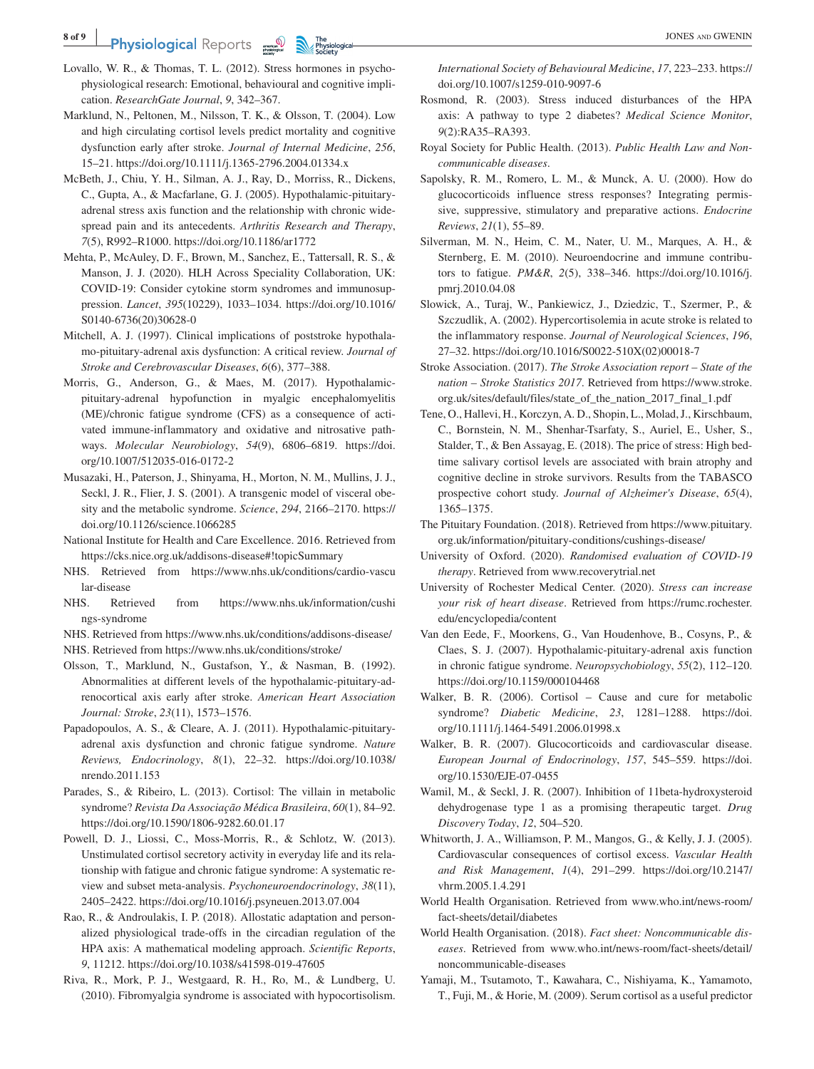Lovallo, W. R., & Thomas, T. L. (2012). Stress hormones in psychophysiological research: Emotional, behavioural and cognitive implication. *ResearchGate Journal*, *9*, 342–367.

Marklund, N., Peltonen, M., Nilsson, T. K., & Olsson, T. (2004). Low and high circulating cortisol levels predict mortality and cognitive dysfunction early after stroke. *Journal of Internal Medicine*, *256*, 15–21. https://doi.org/10.1111/j.1365-2796.2004.01334.x

McBeth, J., Chiu, Y. H., Silman, A. J., Ray, D., Morriss, R., Dickens, C., Gupta, A., & Macfarlane, G. J. (2005). Hypothalamic-pituitary-adrenal stress axis function and the relationship with chronic widespread pain and its antecedents. *Arthritis Research and Therapy*, *7*(5), R992–R1000. https://doi.org/10.1186/ar1772

Mehta, P., McAuley, D. F., Brown, M., Sanchez, E., Tattersall, R. S., & Manson, J. J. (2020). HLH Across Speciality Collaboration, UK: COVID-19: Consider cytokine storm syndromes and immunosuppression. *Lancet*, *395*(10229), 1033–1034. https://doi.org/10.1016/S0140-6736(20)30628-0

Mitchell, A. J. (1997). Clinical implications of poststroke hypothalamo-pituitary-adrenal axis dysfunction: A critical review. *Journal of Stroke and Cerebrovascular Diseases*, *6*(6), 377–388.

Morris, G., Anderson, G., & Maes, M. (2017). Hypothalamic-pituitary-adrenal hypofunction in myalgic encephalomyelitis (ME)/chronic fatigue syndrome (CFS) as a consequence of activated immune-inflammatory and oxidative and nitrosative pathways. *Molecular Neurobiology*, *54*(9), 6806–6819. https://doi.org/10.1007/512035-016-0172-2

Musazaki, H., Paterson, J., Shinyama, H., Morton, N. M., Mullins, J. J., Seckl, J. R., Flier, J. S. (2001). A transgenic model of visceral obesity and the metabolic syndrome. *Science*, *294*, 2166–2170. https://doi.org/10.1126/science.1066285

National Institute for Health and Care Excellence. 2016. Retrieved from https://cks.nice.org.uk/addisons-disease#!topicSummary

NHS. Retrieved from https://www.nhs.uk/conditions/cardio-vascular-disease

NHS. Retrieved from https://www.nhs.uk/information/cushings-syndrome

NHS. Retrieved from https://www.nhs.uk/conditions/addisons-disease/

NHS. Retrieved from https://www.nhs.uk/conditions/stroke/

Olsson, T., Marklund, N., Gustafson, Y., & Nasman, B. (1992). Abnormalities at different levels of the hypothalamic-pituitary-adrenocortical axis early after stroke. *American Heart Association Journal: Stroke*, *23*(11), 1573–1576.

Papadopoulos, A. S., & Cleare, A. J. (2011). Hypothalamic-pituitary-adrenal axis dysfunction and chronic fatigue syndrome. *Nature Reviews, Endocrinology*, *8*(1), 22–32. https://doi.org/10.1038/nrendo.2011.153

Parades, S., & Ribeiro, L. (2013). Cortisol: The villain in metabolic syndrome? *Revista Da Associação Médica Brasileira*, *60*(1), 84–92. https://doi.org/10.1590/1806-9282.60.01.17

Powell, D. J., Liossi, C., Moss-Morris, R., & Schlotz, W. (2013). Unstimulated cortisol secretory activity in everyday life and its relationship with fatigue and chronic fatigue syndrome: A systematic review and subset meta-analysis. *Psychoneuroendocrinology*, *38*(11), 2405–2422. https://doi.org/10.1016/j.psyneuen.2013.07.004

Rao, R., & Androulakis, I. P. (2018). Allostatic adaptation and personalized physiological trade-offs in the circadian regulation of the HPA axis: A mathematical modeling approach. *Scientific Reports*, *9*, 11212. https://doi.org/10.1038/s41598-019-47605

Riva, R., Mork, P. J., Westgaard, R. H., Ro, M., & Lundberg, U. (2010). Fibromyalgia syndrome is associated with hypocortisolism. *International Society of Behavioural Medicine*, *17*, 223–233. https://doi.org/10.1007/s1259-010-9097-6

Rosmond, R. (2003). Stress induced disturbances of the HPA axis: A pathway to type 2 diabetes? *Medical Science Monitor*, *9*(2):RA35–RA393.

Royal Society for Public Health. (2013). *Public Health Law and Non-communicable diseases*.

Sapolsky, R. M., Romero, L. M., & Munck, A. U. (2000). How do glucocorticoids influence stress responses? Integrating permissive, suppressive, stimulatory and preparative actions. *Endocrine Reviews*, *21*(1), 55–89.

Silverman, M. N., Heim, C. M., Nater, U. M., Marques, A. H., & Sternberg, E. M. (2010). Neuroendocrine and immune contributors to fatigue. *PM&R*, *2*(5), 338–346. https://doi.org/10.1016/j.pmrj.2010.04.08

Slowick, A., Turaj, W., Pankiewicz, J., Dziedzic, T., Szermer, P., & Szczudlik, A. (2002). Hypercortisolemia in acute stroke is related to the inflammatory response. *Journal of Neurological Sciences*, *196*, 27–32. https://doi.org/10.1016/S0022-510X(02)00018-7

Stroke Association. (2017). *The Stroke Association report – State of the nation – Stroke Statistics 2017*. Retrieved from https://www.stroke.org.uk/sites/default/files/state_of_the_nation_2017_final_1.pdf

Tene, O., Hallevi, H., Korczyn, A. D., Shopin, L., Molad, J., Kirschbaum, C., Bornstein, N. M., Shenhar-Tsarfaty, S., Auriel, E., Usher, S., Stalder, T., & Ben Assayag, E. (2018). The price of stress: High bedtime salivary cortisol levels are associated with brain atrophy and cognitive decline in stroke survivors. Results from the TABASCO prospective cohort study. *Journal of Alzheimer's Disease*, *65*(4), 1365–1375.

The Pituitary Foundation. (2018). Retrieved from https://www.pituitary.org.uk/information/pituitary-conditions/cushings-disease/

University of Oxford. (2020). *Randomised evaluation of COVID-19 therapy*. Retrieved from www.recoverytrial.net

University of Rochester Medical Center. (2020). *Stress can increase your risk of heart disease*. Retrieved from https://rumc.rochester.edu/encyclopedia/content

Van den Eede, F., Moorkens, G., Van Houdenhove, B., Cosyns, P., & Claes, S. J. (2007). Hypothalamic-pituitary-adrenal axis function in chronic fatigue syndrome. *Neuropsychobiology*, *55*(2), 112–120. https://doi.org/10.1159/000104468

Walker, B. R. (2006). Cortisol – Cause and cure for metabolic syndrome? *Diabetic Medicine*, *23*, 1281–1288. https://doi.org/10.1111/j.1464-5491.2006.01998.x

Walker, B. R. (2007). Glucocorticoids and cardiovascular disease. *European Journal of Endocrinology*, *157*, 545–559. https://doi.org/10.1530/EJE-07-0455

Wamil, M., & Seckl, J. R. (2007). Inhibition of 11beta-hydroxysteroid dehydrogenase type 1 as a promising therapeutic target. *Drug Discovery Today*, *12*, 504–520.

Whitworth, J. A., Williamson, P. M., Mangos, G., & Kelly, J. J. (2005). Cardiovascular consequences of cortisol excess. *Vascular Health and Risk Management*, *1*(4), 291–299. https://doi.org/10.2147/vhrm.2005.1.4.291

World Health Organisation. Retrieved from www.who.int/news-room/fact-sheets/detail/diabetes

World Health Organisation. (2018). *Fact sheet: Noncommunicable diseases*. Retrieved from www.who.int/news-room/fact-sheets/detail/noncommunicable-diseases

Yamaji, M., Tsutamoto, T., Kawahara, C., Nishiyama, K., Yamamoto, T., Fuji, M., & Horie, M. (2009). Serum cortisol as a useful predictor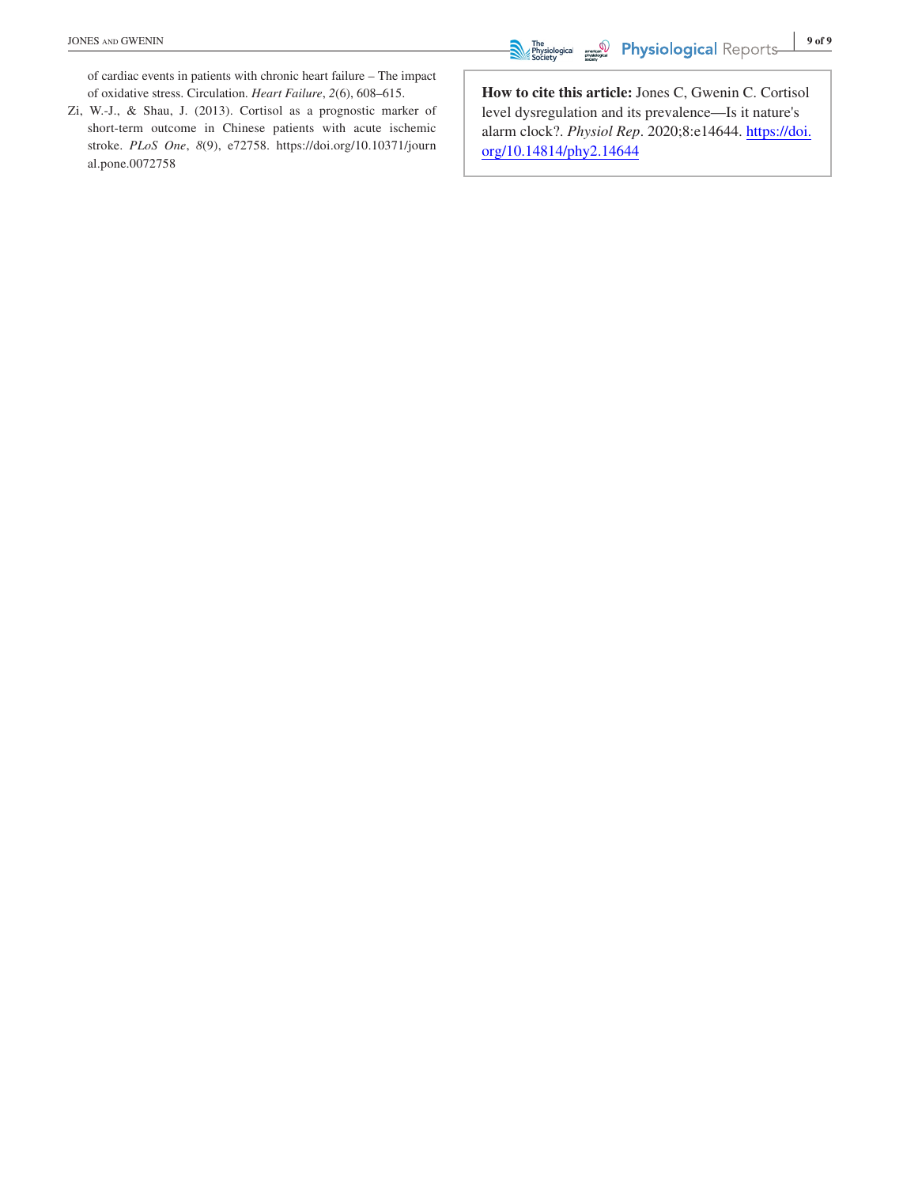of cardiac events in patients with chronic heart failure – The impact of oxidative stress. Circulation. *Heart Failure*, *2*(6), 608–615.

Zi, W.-J., & Shau, J. (2013). Cortisol as a prognostic marker of short-term outcome in Chinese patients with acute ischemic stroke. *PLoS One*, *8*(9), e72758. https://doi.org/10.10371/journal.pone.0072758

**How to cite this article:** Jones C, Gwenin C. Cortisol level dysregulation and its prevalence—Is it nature's alarm clock?. *Physiol Rep*. 2020;8:e14644. https://doi.org/10.14814/phy2.14644